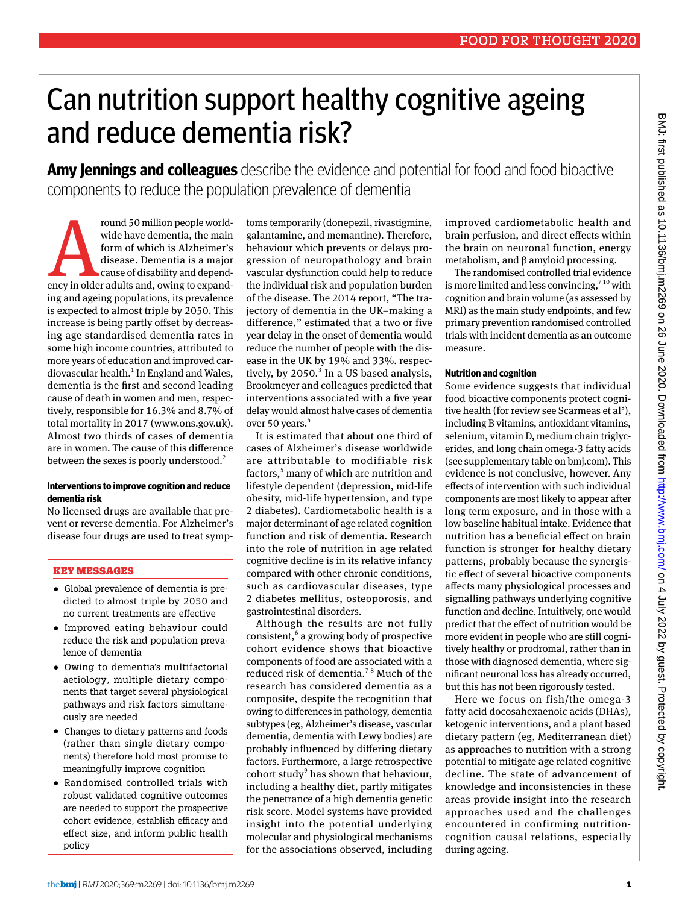# Can nutrition support healthy cognitive ageing and reduce dementia risk?

**Amy Jennings and colleagues** describe the evidence and potential for food and food bioactive components to reduce the population prevalence of dementia

Around 50 million people worldwide have dementia, the main form of which is Alzheimer's disease. Dementia is a major cause of disability and dependency in older adults and, owing to expanding and ageing populations, its prevalence is expected to almost triple by 2050. This increase is being partly offset by decreasing age standardised dementia rates in some high income countries, attributed to more years of education and improved cardiovascular health.[1] In England and Wales, dementia is the first and second leading cause of death in women and men, respectively, responsible for 16.3% and 8.7% of total mortality in 2017 (www.ons.gov.uk). Almost two thirds of cases of dementia are in women. The cause of this difference between the sexes is poorly understood.[2]

### Interventions to improve cognition and reduce dementia risk

No licensed drugs are available that prevent or reverse dementia. For Alzheimer's disease four drugs are used to treat symptoms temporarily (donepezil, rivastigmine, galantamine, and memantine). Therefore, behaviour which prevents or delays progression of neuropathology and brain vascular dysfunction could help to reduce the individual risk and population burden of the disease. The 2014 report, "The trajectory of dementia in the UK–making a difference," estimated that a two or five year delay in the onset of dementia would reduce the number of people with the disease in the UK by 19% and 33%. respectively, by 2050.[3] In a US based analysis, Brookmeyer and colleagues predicted that interventions associated with a five year delay would almost halve cases of dementia over 50 years.[4]

It is estimated that about one third of cases of Alzheimer's disease worldwide are attributable to modifiable risk factors,[5] many of which are nutrition and lifestyle dependent (depression, mid-life obesity, mid-life hypertension, and type 2 diabetes). Cardiometabolic health is a major determinant of age related cognition function and risk of dementia. Research into the role of nutrition in age related cognitive decline is in its relative infancy compared with other chronic conditions, such as cardiovascular diseases, type 2 diabetes mellitus, osteoporosis, and gastrointestinal disorders.

Although the results are not fully consistent,[6] a growing body of prospective cohort evidence shows that bioactive components of food are associated with a reduced risk of dementia.[7,8] Much of the research has considered dementia as a composite, despite the recognition that owing to differences in pathology, dementia subtypes (eg, Alzheimer's disease, vascular dementia, dementia with Lewy bodies) are probably influenced by differing dietary factors. Furthermore, a large retrospective cohort study[9] has shown that behaviour, including a healthy diet, partly mitigates the penetrance of a high dementia genetic risk score. Model systems have provided insight into the potential underlying molecular and physiological mechanisms for the associations observed, including improved cardiometabolic health and brain perfusion, and direct effects within the brain on neuronal function, energy metabolism, and β amyloid processing.

The randomised controlled trial evidence is more limited and less convincing,[7,10] with cognition and brain volume (as assessed by MRI) as the main study endpoints, and few primary prevention randomised controlled trials with incident dementia as an outcome measure.

### KEY MESSAGES

- Global prevalence of dementia is predicted to almost triple by 2050 and no current treatments are effective
- Improved eating behaviour could reduce the risk and population prevalence of dementia
- Owing to dementia's multifactorial aetiology, multiple dietary components that target several physiological pathways and risk factors simultaneously are needed
- Changes to dietary patterns and foods (rather than single dietary components) therefore hold most promise to meaningfully improve cognition
- Randomised controlled trials with robust validated cognitive outcomes are needed to support the prospective cohort evidence, establish efficacy and effect size, and inform public health policy

### Nutrition and cognition

Some evidence suggests that individual food bioactive components protect cognitive health (for review see Scarmeas et al[8]), including B vitamins, antioxidant vitamins, selenium, vitamin D, medium chain triglycerides, and long chain omega-3 fatty acids (see supplementary table on bmj.com). This evidence is not conclusive, however. Any effects of intervention with such individual components are most likely to appear after long term exposure, and in those with a low baseline habitual intake. Evidence that nutrition has a beneficial effect on brain function is stronger for healthy dietary patterns, probably because the synergistic effect of several bioactive components affects many physiological processes and signalling pathways underlying cognitive function and decline. Intuitively, one would predict that the effect of nutrition would be more evident in people who are still cognitively healthy or prodromal, rather than in those with diagnosed dementia, where significant neuronal loss has already occurred, but this has not been rigorously tested.

Here we focus on fish/the omega-3 fatty acid docosahexaenoic acids (DHAs), ketogenic interventions, and a plant based dietary pattern (eg, Mediterranean diet) as approaches to nutrition with a strong potential to mitigate age related cognitive decline. The state of advancement of knowledge and inconsistencies in these areas provide insight into the research approaches used and the challenges encountered in confirming nutrition-cognition causal relations, especially during ageing.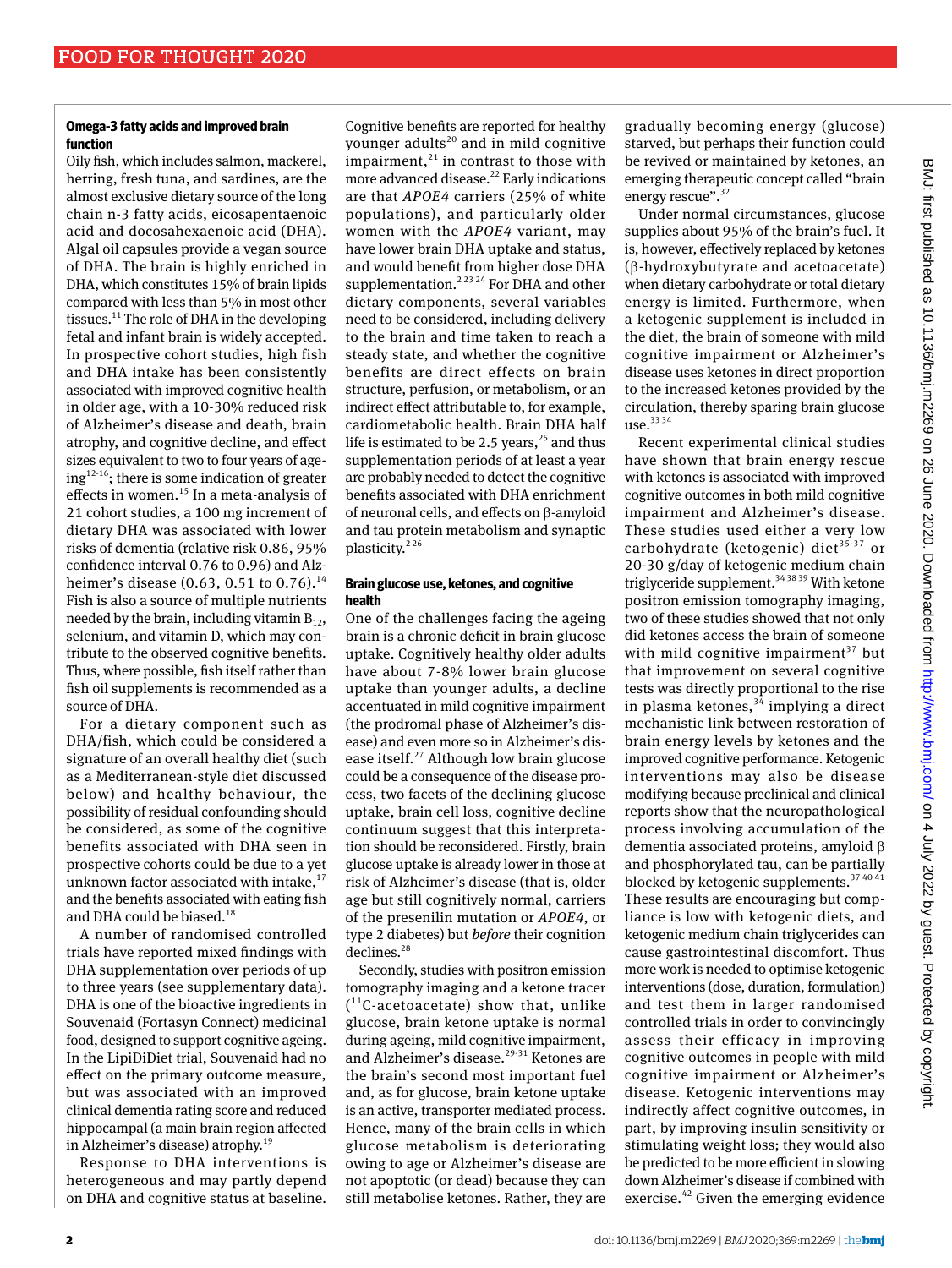### Omega-3 fatty acids and improved brain function

Oily fish, which includes salmon, mackerel, herring, fresh tuna, and sardines, are the almost exclusive dietary source of the long chain n-3 fatty acids, eicosapentaenoic acid and docosahexaenoic acid (DHA). Algal oil capsules provide a vegan source of DHA. The brain is highly enriched in DHA, which constitutes 15% of brain lipids compared with less than 5% in most other tissues.[11] The role of DHA in the developing fetal and infant brain is widely accepted. In prospective cohort studies, high fish and DHA intake has been consistently associated with improved cognitive health in older age, with a 10-30% reduced risk of Alzheimer's disease and death, brain atrophy, and cognitive decline, and effect sizes equivalent to two to four years of ageing[12-16]; there is some indication of greater effects in women.[15] In a meta-analysis of 21 cohort studies, a 100 mg increment of dietary DHA was associated with lower risks of dementia (relative risk 0.86, 95% confidence interval 0.76 to 0.96) and Alzheimer's disease (0.63, 0.51 to 0.76).[14] Fish is also a source of multiple nutrients needed by the brain, including vitamin $B_{12}$, selenium, and vitamin D, which may contribute to the observed cognitive benefits. Thus, where possible, fish itself rather than fish oil supplements is recommended as a source of DHA.

For a dietary component such as DHA/fish, which could be considered a signature of an overall healthy diet (such as a Mediterranean-style diet discussed below) and healthy behaviour, the possibility of residual confounding should be considered, as some of the cognitive benefits associated with DHA seen in prospective cohorts could be due to a yet unknown factor associated with intake,[17] and the benefits associated with eating fish and DHA could be biased.[18]

A number of randomised controlled trials have reported mixed findings with DHA supplementation over periods of up to three years (see supplementary data). DHA is one of the bioactive ingredients in Souvenaid (Fortasyn Connect) medicinal food, designed to support cognitive ageing. In the LipiDiDiet trial, Souvenaid had no effect on the primary outcome measure, but was associated with an improved clinical dementia rating score and reduced hippocampal (a main brain region affected in Alzheimer's disease) atrophy.[19]

Response to DHA interventions is heterogeneous and may partly depend on DHA and cognitive status at baseline. Cognitive benefits are reported for healthy younger adults[20] and in mild cognitive impairment,[21] in contrast to those with more advanced disease.[22] Early indications are that *APOE4* carriers (25% of white populations), and particularly older women with the *APOE4* variant, may have lower brain DHA uptake and status, and would benefit from higher dose DHA supplementation.[2,23,24] For DHA and other dietary components, several variables need to be considered, including delivery to the brain and time taken to reach a steady state, and whether the cognitive benefits are direct effects on brain structure, perfusion, or metabolism, or an indirect effect attributable to, for example, cardiometabolic health. Brain DHA half life is estimated to be 2.5 years,[25] and thus supplementation periods of at least a year are probably needed to detect the cognitive benefits associated with DHA enrichment of neuronal cells, and effects on β-amyloid and tau protein metabolism and synaptic plasticity.[2,26]

### Brain glucose use, ketones, and cognitive health

One of the challenges facing the ageing brain is a chronic deficit in brain glucose uptake. Cognitively healthy older adults have about 7-8% lower brain glucose uptake than younger adults, a decline accentuated in mild cognitive impairment (the prodromal phase of Alzheimer's disease) and even more so in Alzheimer's disease itself.[27] Although low brain glucose could be a consequence of the disease process, two facets of the declining glucose uptake, brain cell loss, cognitive decline continuum suggest that this interpretation should be reconsidered. Firstly, brain glucose uptake is already lower in those at risk of Alzheimer's disease (that is, older age but still cognitively normal, carriers of the presenilin mutation or *APOE4*, or type 2 diabetes) but *before* their cognition declines.[28]

Secondly, studies with positron emission tomography imaging and a ketone tracer ($^{11}$C-acetoacetate) show that, unlike glucose, brain ketone uptake is normal during ageing, mild cognitive impairment, and Alzheimer's disease.[29-31] Ketones are the brain's second most important fuel and, as for glucose, brain ketone uptake is an active, transporter mediated process. Hence, many of the brain cells in which glucose metabolism is deteriorating owing to age or Alzheimer's disease are not apoptotic (or dead) because they can still metabolise ketones. Rather, they are gradually becoming energy (glucose) starved, but perhaps their function could be revived or maintained by ketones, an emerging therapeutic concept called "brain energy rescue".[32]

Under normal circumstances, glucose supplies about 95% of the brain's fuel. It is, however, effectively replaced by ketones (β-hydroxybutyrate and acetoacetate) when dietary carbohydrate or total dietary energy is limited. Furthermore, when a ketogenic supplement is included in the diet, the brain of someone with mild cognitive impairment or Alzheimer's disease uses ketones in direct proportion to the increased ketones provided by the circulation, thereby sparing brain glucose use.[33,34]

Recent experimental clinical studies have shown that brain energy rescue with ketones is associated with improved cognitive outcomes in both mild cognitive impairment and Alzheimer's disease. These studies used either a very low carbohydrate (ketogenic) diet[35-37] or 20-30 g/day of ketogenic medium chain triglyceride supplement.[34,38,39] With ketone positron emission tomography imaging, two of these studies showed that not only did ketones access the brain of someone with mild cognitive impairment[37] but that improvement on several cognitive tests was directly proportional to the rise in plasma ketones,[34] implying a direct mechanistic link between restoration of brain energy levels by ketones and the improved cognitive performance. Ketogenic interventions may also be disease modifying because preclinical and clinical reports show that the neuropathological process involving accumulation of the dementia associated proteins, amyloid β and phosphorylated tau, can be partially blocked by ketogenic supplements.[37,40,41] These results are encouraging but compliance is low with ketogenic diets, and ketogenic medium chain triglycerides can cause gastrointestinal discomfort. Thus more work is needed to optimise ketogenic interventions (dose, duration, formulation) and test them in larger randomised controlled trials in order to convincingly assess their efficacy in improving cognitive outcomes in people with mild cognitive impairment or Alzheimer's disease. Ketogenic interventions may indirectly affect cognitive outcomes, in part, by improving insulin sensitivity or stimulating weight loss; they would also be predicted to be more efficient in slowing down Alzheimer's disease if combined with exercise.[42] Given the emerging evidence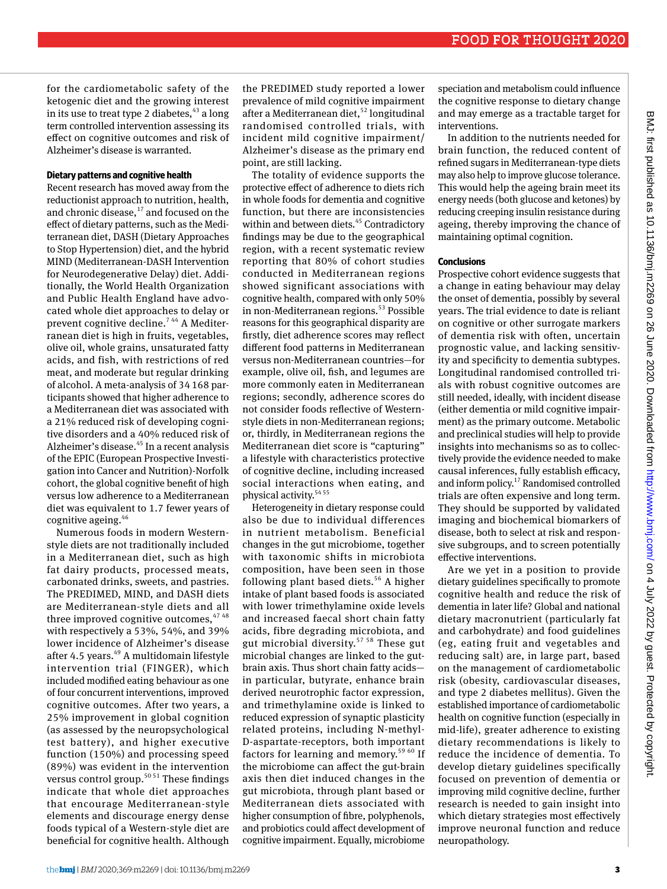for the cardiometabolic safety of the ketogenic diet and the growing interest in its use to treat type 2 diabetes,[43] a long term controlled intervention assessing its effect on cognitive outcomes and risk of Alzheimer's disease is warranted.

### Dietary patterns and cognitive health

Recent research has moved away from the reductionist approach to nutrition, health, and chronic disease,[17] and focused on the effect of dietary patterns, such as the Mediterranean diet, DASH (Dietary Approaches to Stop Hypertension) diet, and the hybrid MIND (Mediterranean-DASH Intervention for Neurodegenerative Delay) diet. Additionally, the World Health Organization and Public Health England have advocated whole diet approaches to delay or prevent cognitive decline.[7,44] A Mediterranean diet is high in fruits, vegetables, olive oil, whole grains, unsaturated fatty acids, and fish, with restrictions of red meat, and moderate but regular drinking of alcohol. A meta-analysis of 34 168 participants showed that higher adherence to a Mediterranean diet was associated with a 21% reduced risk of developing cognitive disorders and a 40% reduced risk of Alzheimer's disease.[45] In a recent analysis of the EPIC (European Prospective Investigation into Cancer and Nutrition)-Norfolk cohort, the global cognitive benefit of high versus low adherence to a Mediterranean diet was equivalent to 1.7 fewer years of cognitive ageing.[46]

Numerous foods in modern Western-style diets are not traditionally included in a Mediterranean diet, such as high fat dairy products, processed meats, carbonated drinks, sweets, and pastries. The PREDIMED, MIND, and DASH diets are Mediterranean-style diets and all three improved cognitive outcomes,[47,48] with respectively a 53%, 54%, and 39% lower incidence of Alzheimer's disease after 4.5 years.[49] A multidomain lifestyle intervention trial (FINGER), which included modified eating behaviour as one of four concurrent interventions, improved cognitive outcomes. After two years, a 25% improvement in global cognition (as assessed by the neuropsychological test battery), and higher executive function (150%) and processing speed (89%) was evident in the intervention versus control group.[50,51] These findings indicate that whole diet approaches that encourage Mediterranean-style elements and discourage energy dense foods typical of a Western-style diet are beneficial for cognitive health. Although the PREDIMED study reported a lower prevalence of mild cognitive impairment after a Mediterranean diet,[52] longitudinal randomised controlled trials, with incident mild cognitive impairment/Alzheimer's disease as the primary end point, are still lacking.

The totality of evidence supports the protective effect of adherence to diets rich in whole foods for dementia and cognitive function, but there are inconsistencies within and between diets.[45] Contradictory findings may be due to the geographical region, with a recent systematic review reporting that 80% of cohort studies conducted in Mediterranean regions showed significant associations with cognitive health, compared with only 50% in non-Mediterranean regions.[53] Possible reasons for this geographical disparity are firstly, diet adherence scores may reflect different food patterns in Mediterranean versus non-Mediterranean countries—for example, olive oil, fish, and legumes are more commonly eaten in Mediterranean regions; secondly, adherence scores do not consider foods reflective of Western-style diets in non-Mediterranean regions; or, thirdly, in Mediterranean regions the Mediterranean diet score is "capturing" a lifestyle with characteristics protective of cognitive decline, including increased social interactions when eating, and physical activity.[54,55]

Heterogeneity in dietary response could also be due to individual differences in nutrient metabolism. Beneficial changes in the gut microbiome, together with taxonomic shifts in microbiota composition, have been seen in those following plant based diets.[56] A higher intake of plant based foods is associated with lower trimethylamine oxide levels and increased faecal short chain fatty acids, fibre degrading microbiota, and gut microbial diversity.[57,58] These gut microbial changes are linked to the gut-brain axis. Thus short chain fatty acids—in particular, butyrate, enhance brain derived neurotrophic factor expression, and trimethylamine oxide is linked to reduced expression of synaptic plasticity related proteins, including N-methyl-D-aspartate-receptors, both important factors for learning and memory.[59,60] If the microbiome can affect the gut-brain axis then diet induced changes in the gut microbiota, through plant based or Mediterranean diets associated with higher consumption of fibre, polyphenols, and probiotics could affect development of cognitive impairment. Equally, microbiome speciation and metabolism could influence the cognitive response to dietary change and may emerge as a tractable target for interventions.

In addition to the nutrients needed for brain function, the reduced content of refined sugars in Mediterranean-type diets may also help to improve glucose tolerance. This would help the ageing brain meet its energy needs (both glucose and ketones) by reducing creeping insulin resistance during ageing, thereby improving the chance of maintaining optimal cognition.

### Conclusions

Prospective cohort evidence suggests that a change in eating behaviour may delay the onset of dementia, possibly by several years. The trial evidence to date is reliant on cognitive or other surrogate markers of dementia risk with often, uncertain prognostic value, and lacking sensitivity and specificity to dementia subtypes. Longitudinal randomised controlled trials with robust cognitive outcomes are still needed, ideally, with incident disease (either dementia or mild cognitive impairment) as the primary outcome. Metabolic and preclinical studies will help to provide insights into mechanisms so as to collectively provide the evidence needed to make causal inferences, fully establish efficacy, and inform policy.[17] Randomised controlled trials are often expensive and long term. They should be supported by validated imaging and biochemical biomarkers of disease, both to select at risk and responsive subgroups, and to screen potentially effective interventions.

Are we yet in a position to provide dietary guidelines specifically to promote cognitive health and reduce the risk of dementia in later life? Global and national dietary macronutrient (particularly fat and carbohydrate) and food guidelines (eg, eating fruit and vegetables and reducing salt) are, in large part, based on the management of cardiometabolic risk (obesity, cardiovascular diseases, and type 2 diabetes mellitus). Given the established importance of cardiometabolic health on cognitive function (especially in mid-life), greater adherence to existing dietary recommendations is likely to reduce the incidence of dementia. To develop dietary guidelines specifically focused on prevention of dementia or improving mild cognitive decline, further research is needed to gain insight into which dietary strategies most effectively improve neuronal function and reduce neuropathology.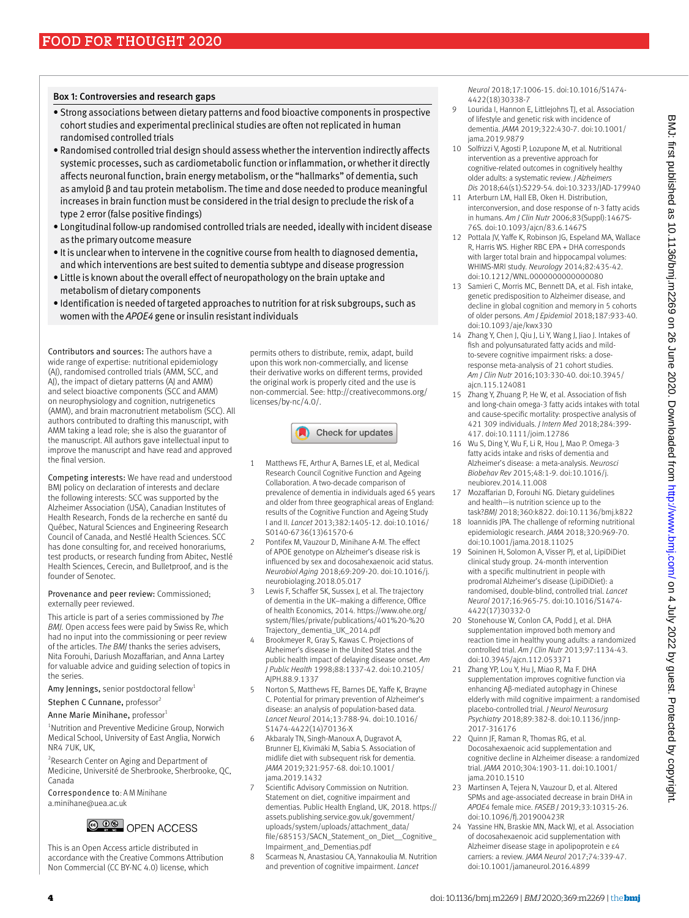## Box 1: Controversies and research gaps

- Strong associations between dietary patterns and food bioactive components in prospective cohort studies and experimental preclinical studies are often not replicated in human randomised controlled trials
- Randomised controlled trial design should assess whether the intervention indirectly affects systemic processes, such as cardiometabolic function or inflammation, or whether it directly affects neuronal function, brain energy metabolism, or the "hallmarks" of dementia, such as amyloid β and tau protein metabolism. The time and dose needed to produce meaningful increases in brain function must be considered in the trial design to preclude the risk of a type 2 error (false positive findings)
- Longitudinal follow-up randomised controlled trials are needed, ideally with incident disease as the primary outcome measure
- It is unclear when to intervene in the cognitive course from health to diagnosed dementia, and which interventions are best suited to dementia subtype and disease progression
- Little is known about the overall effect of neuropathology on the brain uptake and metabolism of dietary components
- Identification is needed of targeted approaches to nutrition for at risk subgroups, such as women with the *APOE4* gene or insulin resistant individuals

**Contributors and sources:** The authors have a wide range of expertise: nutritional epidemiology (AJ), randomised controlled trials (AMM, SCC, and AJ), the impact of dietary patterns (AJ and AMM) and select bioactive components (SCC and AMM) on neurophysiology and cognition, nutrigenetics (AMM), and brain macronutrient metabolism (SCC). All authors contributed to drafting this manuscript, with AMM taking a lead role; she is also the guarantor of the manuscript. All authors gave intellectual input to improve the manuscript and have read and approved the final version.

**Competing interests:** We have read and understood BMJ policy on declaration of interests and declare the following interests: SCC was supported by the Alzheimer Association (USA), Canadian Institutes of Health Research, Fonds de la recherche en santé du Québec, Natural Sciences and Engineering Research Council of Canada, and Nestlé Health Sciences. SCC has done consulting for, and received honorariums, test products, or research funding from Abitec, Nestlé Health Sciences, Cerecin, and Bulletproof, and is the founder of Senotec.

**Provenance and peer review:** Commissioned; externally peer reviewed.

This article is part of a series commissioned by *The BMJ*. Open access fees were paid by Swiss Re, which had no input into the commissioning or peer review of the articles. *The BMJ* thanks the series advisers, Nita Forouhi, Dariush Mozaffarian, and Anna Lartey for valuable advice and guiding selection of topics in the series.

Amy Jennings, senior postdoctoral fellow[1]

Stephen C Cunnane, professor[2]

Anne Marie Minihane, professor[1]

[1]Nutrition and Preventive Medicine Group, Norwich Medical School, University of East Anglia, Norwich NR4 7UK, UK,

[2]Research Center on Aging and Department of Medicine, Université de Sherbrooke, Sherbrooke, QC, Canada

Correspondence to: A M Minihane a.minihane@uea.ac.uk

OPEN ACCESS

This is an Open Access article distributed in accordance with the Creative Commons Attribution Non Commercial (CC BY-NC 4.0) license, which permits others to distribute, remix, adapt, build upon this work non-commercially, and license their derivative works on different terms, provided the original work is properly cited and the use is non-commercial. See: http://creativecommons.org/licenses/by-nc/4.0/.

1. Matthews FE, Arthur A, Barnes LE, et al, Medical Research Council Cognitive Function and Ageing Collaboration. A two-decade comparison of prevalence of dementia in individuals aged 65 years and older from three geographical areas of England: results of the Cognitive Function and Ageing Study I and II. *Lancet* 2013;382:1405-12. doi:10.1016/S0140-6736(13)61570-6
2. Pontifex M, Vauzour D, Minihane A-M. The effect of APOE genotype on Alzheimer's disease risk is influenced by sex and docosahexaenoic acid status. *Neurobiol Aging* 2018;69:209-20. doi:10.1016/j.neurobiolaging.2018.05.017
3. Lewis F, Schaffer SK, Sussex J, et al. The trajectory of dementia in the UK–making a difference, Office of health Economics, 2014. https://www.ohe.org/system/files/private/publications/401%20-%20Trajectory_dementia_UK_2014.pdf
4. Brookmeyer R, Gray S, Kawas C. Projections of Alzheimer's disease in the United States and the public health impact of delaying disease onset. *Am J Public Health* 1998;88:1337-42. doi:10.2105/AJPH.88.9.1337
5. Norton S, Matthews FE, Barnes DE, Yaffe K, Brayne C. Potential for primary prevention of Alzheimer's disease: an analysis of population-based data. *Lancet Neurol* 2014;13:788-94. doi:10.1016/S1474-4422(14)70136-X
6. Akbaraly TN, Singh-Manoux A, Dugravot A, Brunner EJ, Kivimäki M, Sabia S. Association of midlife diet with subsequent risk for dementia. *JAMA* 2019;321:957-68. doi:10.1001/jama.2019.1432
7. Scientific Advisory Commission on Nutrition. Statement on diet, cognitive impairment and dementias. Public Health England, UK, 2018. https://assets.publishing.service.gov.uk/government/uploads/system/uploads/attachment_data/file/685153/SACN_Statement_on_Diet__Cognitive_Impairment_and_Dementias.pdf
8. Scarmeas N, Anastasiou CA, Yannakoulia M. Nutrition and prevention of cognitive impairment. *Lancet Neurol* 2018;17:1006-15. doi:10.1016/S1474-4422(18)30338-7
9. Lourida I, Hannon E, Littlejohns TJ, et al. Association of lifestyle and genetic risk with incidence of dementia. *JAMA* 2019;322:430-7. doi:10.1001/jama.2019.9879
10. Solfrizzi V, Agosti P, Lozupone M, et al. Nutritional intervention as a preventive approach for cognitive-related outcomes in cognitively healthy older adults: a systematic review. *J Alzheimers Dis* 2018;64(s1):S229-54. doi:10.3233/JAD-179940
11. Arterburn LM, Hall EB, Oken H. Distribution, interconversion, and dose response of n-3 fatty acids in humans. *Am J Clin Nutr* 2006;83(Suppl):1467S-76S. doi:10.1093/ajcn/83.6.1467S
12. Pottala JV, Yaffe K, Robinson JG, Espeland MA, Wallace R, Harris WS. Higher RBC EPA + DHA corresponds with larger total brain and hippocampal volumes: WHIMS-MRI study. *Neurology* 2014;82:435-42. doi:10.1212/WNL.0000000000000080
13. Samieri C, Morris MC, Bennett DA, et al. Fish intake, genetic predisposition to Alzheimer disease, and decline in global cognition and memory in 5 cohorts of older persons. *Am J Epidemiol* 2018;187:933-40. doi:10.1093/aje/kwx330
14. Zhang Y, Chen J, Qiu J, Li Y, Wang J, Jiao J. Intakes of fish and polyunsaturated fatty acids and mild-to-severe cognitive impairment risks: a dose-response meta-analysis of 21 cohort studies. *Am J Clin Nutr* 2016;103:330-40. doi:10.3945/ajcn.115.124081
15. Zhang Y, Zhuang P, He W, et al. Association of fish and long-chain omega-3 fatty acids intakes with total and cause-specific mortality: prospective analysis of 421 309 individuals. *J Intern Med* 2018;284:399-417. doi:10.1111/joim.12786
16. Wu S, Ding Y, Wu F, Li R, Hou J, Mao P. Omega-3 fatty acids intake and risks of dementia and Alzheimer's disease: a meta-analysis. *Neurosci Biobehav Rev* 2015;48:1-9. doi:10.1016/j.neubiorev.2014.11.008
17. Mozaffarian D, Forouhi NG. Dietary guidelines and health—is nutrition science up to the task?*BMJ* 2018;360:k822. doi:10.1136/bmj.k822
18. Ioannidis JPA. The challenge of reforming nutritional epidemiologic research. *JAMA* 2018;320:969-70. doi:10.1001/jama.2018.11025
19. Soininen H, Solomon A, Visser PJ, et al, LipiDiDiet clinical study group. 24-month intervention with a specific multinutrient in people with prodromal Alzheimer's disease (LipiDiDiet): a randomised, double-blind, controlled trial. *Lancet Neurol* 2017;16:965-75. doi:10.1016/S1474-4422(17)30332-0
20. Stonehouse W, Conlon CA, Podd J, et al. DHA supplementation improved both memory and reaction time in healthy young adults: a randomized controlled trial. *Am J Clin Nutr* 2013;97:1134-43. doi:10.3945/ajcn.112.053371
21. Zhang YP, Lou Y, Hu J, Miao R, Ma F. DHA supplementation improves cognitive function via enhancing Aβ-mediated autophagy in Chinese elderly with mild cognitive impairment: a randomised placebo-controlled trial. *J Neurol Neurosurg Psychiatry* 2018;89:382-8. doi:10.1136/jnnp-2017-316176
22. Quinn JF, Raman R, Thomas RG, et al. Docosahexaenoic acid supplementation and cognitive decline in Alzheimer disease: a randomized trial. *JAMA* 2010;304:1903-11. doi:10.1001/jama.2010.1510
23. Martinsen A, Tejera N, Vauzour D, et al. Altered SPMs and age-associated decrease in brain DHA in *APOE4* female mice. *FASEB J* 2019;33:10315-26. doi:10.1096/fj.201900423R
24. Yassine HN, Braskie MN, Mack WJ, et al. Association of docosahexaenoic acid supplementation with Alzheimer disease stage in apolipoprotein e ε4 carriers: a review. *JAMA Neurol* 2017;74:339-47. doi:10.1001/jamaneurol.2016.4899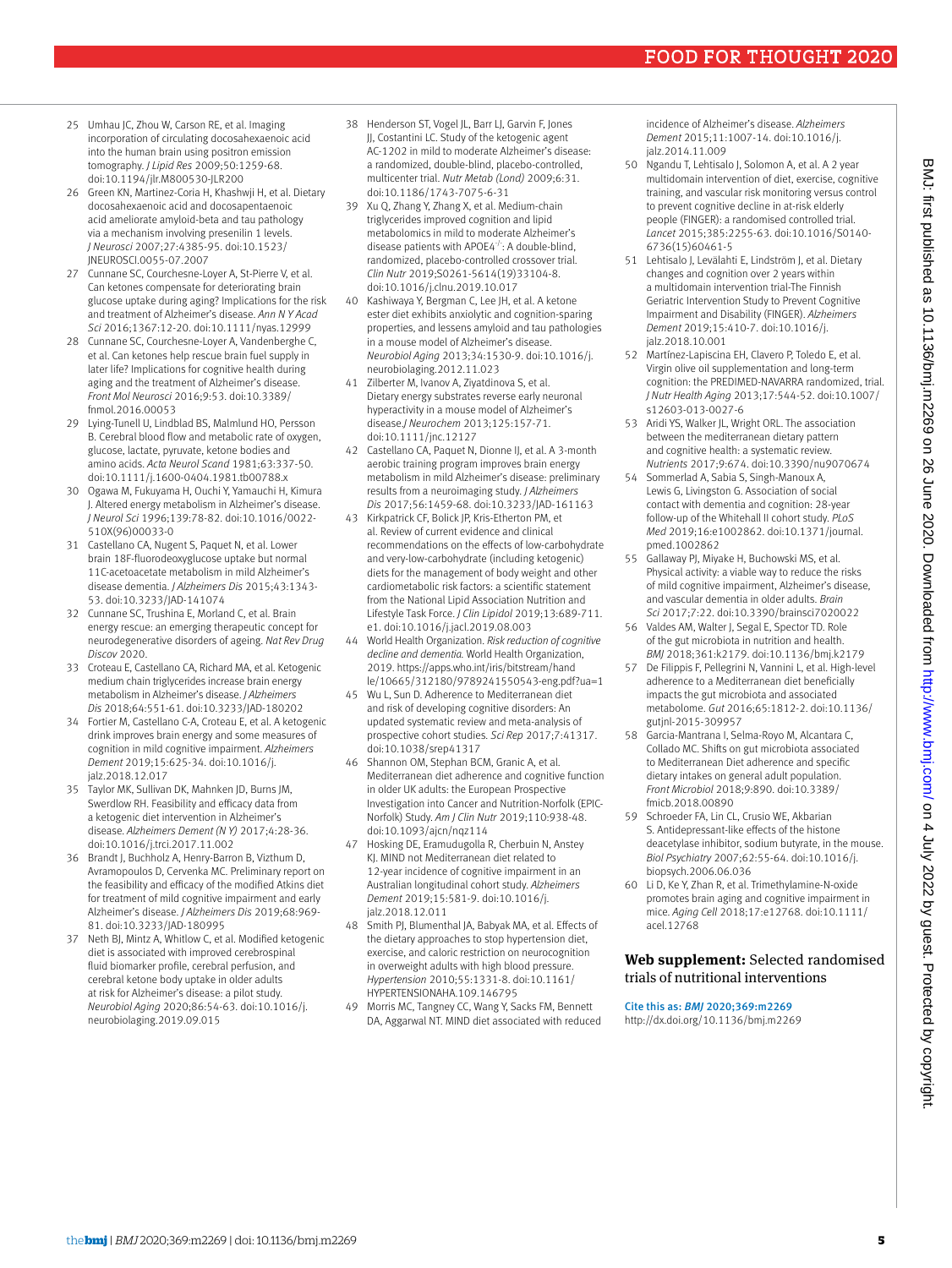25 Umhau JC, Zhou W, Carson RE, et al. Imaging incorporation of circulating docosahexaenoic acid into the human brain using positron emission tomography. *J Lipid Res* 2009;50:1259-68. doi:10.1194/jlr.M800530-JLR200

26 Green KN, Martinez-Coria H, Khashwji H, et al. Dietary docosahexaenoic acid and docosapentaenoic acid ameliorate amyloid-beta and tau pathology via a mechanism involving presenilin 1 levels. *J Neurosci* 2007;27:4385-95. doi:10.1523/JNEUROSCI.0055-07.2007

27 Cunnane SC, Courchesne-Loyer A, St-Pierre V, et al. Can ketones compensate for deteriorating brain glucose uptake during aging? Implications for the risk and treatment of Alzheimer's disease. *Ann N Y Acad Sci* 2016;1367:12-20. doi:10.1111/nyas.12999

28 Cunnane SC, Courchesne-Loyer A, Vandenberghe C, et al. Can ketones help rescue brain fuel supply in later life? Implications for cognitive health during aging and the treatment of Alzheimer's disease. *Front Mol Neurosci* 2016;9:53. doi:10.3389/fnmol.2016.00053

29 Lying-Tunell U, Lindblad BS, Malmlund HO, Persson B. Cerebral blood flow and metabolic rate of oxygen, glucose, lactate, pyruvate, ketone bodies and amino acids. *Acta Neurol Scand* 1981;63:337-50. doi:10.1111/j.1600-0404.1981.tb00788.x

30 Ogawa M, Fukuyama H, Ouchi Y, Yamauchi H, Kimura J. Altered energy metabolism in Alzheimer's disease. *J Neurol Sci* 1996;139:78-82. doi:10.1016/0022-510X(96)00033-0

31 Castellano CA, Nugent S, Paquet N, et al. Lower brain 18F-fluorodeoxyglucose uptake but normal 11C-acetoacetate metabolism in mild Alzheimer's disease dementia. *J Alzheimers Dis* 2015;43:1343-53. doi:10.3233/JAD-141074

32 Cunnane SC, Trushina E, Morland C, et al. Brain energy rescue: an emerging therapeutic concept for neurodegenerative disorders of ageing. *Nat Rev Drug Discov* 2020.

33 Croteau E, Castellano CA, Richard MA, et al. Ketogenic medium chain triglycerides increase brain energy metabolism in Alzheimer's disease. *J Alzheimers Dis* 2018;64:551-61. doi:10.3233/JAD-180202

34 Fortier M, Castellano C-A, Croteau E, et al. A ketogenic drink improves brain energy and some measures of cognition in mild cognitive impairment. *Alzheimers Dement* 2019;15:625-34. doi:10.1016/j.jalz.2018.12.017

35 Taylor MK, Sullivan DK, Mahnken JD, Burns JM, Swerdlow RH. Feasibility and efficacy data from a ketogenic diet intervention in Alzheimer's disease. *Alzheimers Dement (N Y)* 2017;4:28-36. doi:10.1016/j.trci.2017.11.002

36 Brandt J, Buchholz A, Henry-Barron B, Vizthum D, Avramopoulos D, Cervenka MC. Preliminary report on the feasibility and efficacy of the modified Atkins diet for treatment of mild cognitive impairment and early Alzheimer's disease. *J Alzheimers Dis* 2019;68:969-81. doi:10.3233/JAD-180995

37 Neth BJ, Mintz A, Whitlow C, et al. Modified ketogenic diet is associated with improved cerebrospinal fluid biomarker profile, cerebral perfusion, and cerebral ketone body uptake in older adults at risk for Alzheimer's disease: a pilot study. *Neurobiol Aging* 2020;86:54-63. doi:10.1016/j.neurobiolaging.2019.09.015

38 Henderson ST, Vogel JL, Barr LJ, Garvin F, Jones JJ, Costantini LC. Study of the ketogenic agent AC-1202 in mild to moderate Alzheimer's disease: a randomized, double-blind, placebo-controlled, multicenter trial. *Nutr Metab (Lond)* 2009;6:31. doi:10.1186/1743-7075-6-31

39 Xu Q, Zhang Y, Zhang X, et al. Medium-chain triglycerides improved cognition and lipid metabolomics in mild to moderate Alzheimer's disease patients with APOE4$^{-/-}$: A double-blind, randomized, placebo-controlled crossover trial. *Clin Nutr* 2019;S0261-5614(19)33104-8. doi:10.1016/j.clnu.2019.10.017

40 Kashiwaya Y, Bergman C, Lee JH, et al. A ketone ester diet exhibits anxiolytic and cognition-sparing properties, and lessens amyloid and tau pathologies in a mouse model of Alzheimer's disease. *Neurobiol Aging* 2013;34:1530-9. doi:10.1016/j.neurobiolaging.2012.11.023

41 Zilberter M, Ivanov A, Ziyatdinova S, et al. Dietary energy substrates reverse early neuronal hyperactivity in a mouse model of Alzheimer's disease. *J Neurochem* 2013;125:157-71. doi:10.1111/jnc.12127

42 Castellano CA, Paquet N, Dionne IJ, et al. A 3-month aerobic training program improves brain energy metabolism in mild Alzheimer's disease: preliminary results from a neuroimaging study. *J Alzheimers Dis* 2017;56:1459-68. doi:10.3233/JAD-161163

43 Kirkpatrick CF, Bolick JP, Kris-Etherton PM, et al. Review of current evidence and clinical recommendations on the effects of low-carbohydrate and very-low-carbohydrate (including ketogenic) diets for the management of body weight and other cardiometabolic risk factors: a scientific statement from the National Lipid Association Nutrition and Lifestyle Task Force. *J Clin Lipidol* 2019;13:689-711.e1. doi:10.1016/j.jacl.2019.08.003

44 World Health Organization. *Risk reduction of cognitive decline and dementia.* World Health Organization, 2019. https://apps.who.int/iris/bitstream/handle/10665/312180/9789241550543-eng.pdf?ua=1

45 Wu L, Sun D. Adherence to Mediterranean diet and risk of developing cognitive disorders: An updated systematic review and meta-analysis of prospective cohort studies. *Sci Rep* 2017;7:41317. doi:10.1038/srep41317

46 Shannon OM, Stephan BCM, Granic A, et al. Mediterranean diet adherence and cognitive function in older UK adults: the European Prospective Investigation into Cancer and Nutrition-Norfolk (EPIC-Norfolk) Study. *Am J Clin Nutr* 2019;110:938-48. doi:10.1093/ajcn/nqz114

47 Hosking DE, Eramudugolla R, Cherbuin N, Anstey KJ. MIND not Mediterranean diet related to 12-year incidence of cognitive impairment in an Australian longitudinal cohort study. *Alzheimers Dement* 2019;15:581-9. doi:10.1016/j.jalz.2018.12.011

48 Smith PJ, Blumenthal JA, Babyak MA, et al. Effects of the dietary approaches to stop hypertension diet, exercise, and caloric restriction on neurocognition in overweight adults with high blood pressure. *Hypertension* 2010;55:1331-8. doi:10.1161/HYPERTENSIONAHA.109.146795

49 Morris MC, Tangney CC, Wang Y, Sacks FM, Bennett DA, Aggarwal NT. MIND diet associated with reduced incidence of Alzheimer's disease. *Alzheimers Dement* 2015;11:1007-14. doi:10.1016/j.jalz.2014.11.009

50 Ngandu T, Lehtisalo J, Solomon A, et al. A 2 year multidomain intervention of diet, exercise, cognitive training, and vascular risk monitoring versus control to prevent cognitive decline in at-risk elderly people (FINGER): a randomised controlled trial. *Lancet* 2015;385:2255-63. doi:10.1016/S0140-6736(15)60461-5

51 Lehtisalo J, Levälahti E, Lindström J, et al. Dietary changes and cognition over 2 years within a multidomain intervention trial-The Finnish Geriatric Intervention Study to Prevent Cognitive Impairment and Disability (FINGER). *Alzheimers Dement* 2019;15:410-7. doi:10.1016/j.jalz.2018.10.001

52 Martínez-Lapiscina EH, Clavero P, Toledo E, et al. Virgin olive oil supplementation and long-term cognition: the PREDIMED-NAVARRA randomized, trial. *J Nutr Health Aging* 2013;17:544-52. doi:10.1007/s12603-013-0027-6

53 Aridi YS, Walker JL, Wright ORL. The association between the mediterranean dietary pattern and cognitive health: a systematic review. *Nutrients* 2017;9:674. doi:10.3390/nu9070674

54 Sommerlad A, Sabia S, Singh-Manoux A, Lewis G, Livingston G. Association of social contact with dementia and cognition: 28-year follow-up of the Whitehall II cohort study. *PLoS Med* 2019;16:e1002862. doi:10.1371/journal.pmed.1002862

55 Gallaway PJ, Miyake H, Buchowski MS, et al. Physical activity: a viable way to reduce the risks of mild cognitive impairment, Alzheimer's disease, and vascular dementia in older adults. *Brain Sci* 2017;7:22. doi:10.3390/brainsci7020022

56 Valdes AM, Walter J, Segal E, Spector TD. Role of the gut microbiota in nutrition and health. *BMJ* 2018;361:k2179. doi:10.1136/bmj.k2179

57 De Filippis F, Pellegrini N, Vannini L, et al. High-level adherence to a Mediterranean diet beneficially impacts the gut microbiota and associated metabolome. *Gut* 2016;65:1812-2. doi:10.1136/gutjnl-2015-309957

58 Garcia-Mantrana I, Selma-Royo M, Alcantara C, Collado MC. Shifts on gut microbiota associated to Mediterranean Diet adherence and specific dietary intakes on general adult population. *Front Microbiol* 2018;9:890. doi:10.3389/fmicb.2018.00890

59 Schroeder FA, Lin CL, Crusio WE, Akbarian S. Antidepressant-like effects of the histone deacetylase inhibitor, sodium butyrate, in the mouse. *Biol Psychiatry* 2007;62:55-64. doi:10.1016/j.biopsych.2006.06.036

60 Li D, Ke Y, Zhan R, et al. Trimethylamine-N-oxide promotes brain aging and cognitive impairment in mice. *Aging Cell* 2018;17:e12768. doi:10.1111/acel.12768

**Web supplement:** Selected randomised trials of nutritional interventions

Cite this as: *BMJ* 2020;369:m2269
http://dx.doi.org/10.1136/bmj.m2269